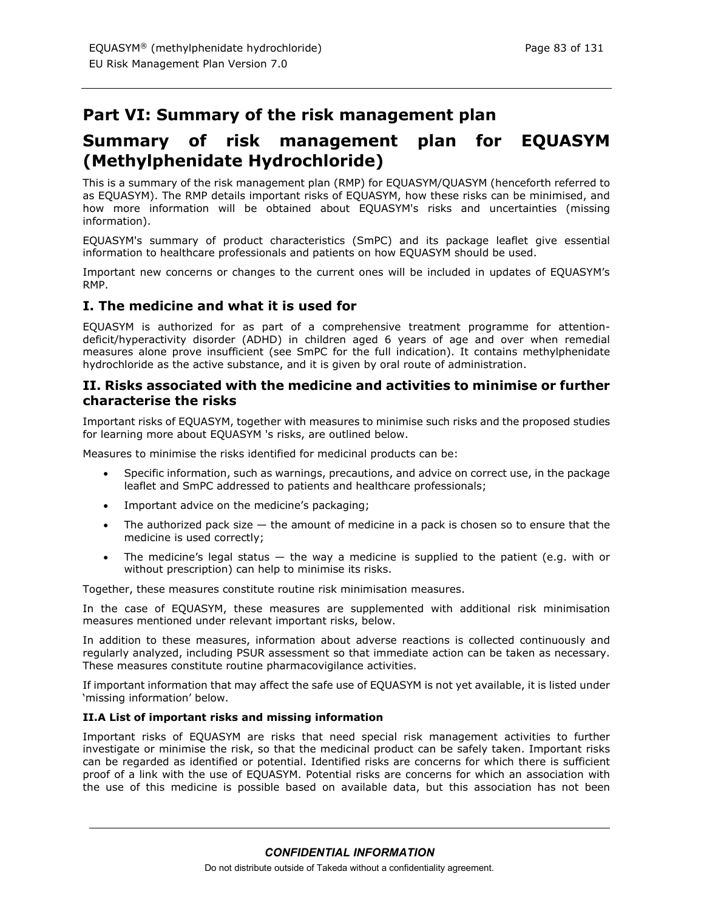# Part VI: Summary of the risk management plan

# Summary of risk management plan for EQUASYM (Methylphenidate Hydrochloride)

This is a summary of the risk management plan (RMP) for EQUASYM/QUASYM (henceforth referred to as EQUASYM). The RMP details important risks of EQUASYM, how these risks can be minimised, and how more information will be obtained about EQUASYM's risks and uncertainties (missing information).

EQUASYM's summary of product characteristics (SmPC) and its package leaflet give essential information to healthcare professionals and patients on how EQUASYM should be used.

Important new concerns or changes to the current ones will be included in updates of EQUASYM's RMP.

## I. The medicine and what it is used for

EQUASYM is authorized for as part of a comprehensive treatment programme for attention-deficit/hyperactivity disorder (ADHD) in children aged 6 years of age and over when remedial measures alone prove insufficient (see SmPC for the full indication). It contains methylphenidate hydrochloride as the active substance, and it is given by oral route of administration.

## II. Risks associated with the medicine and activities to minimise or further characterise the risks

Important risks of EQUASYM, together with measures to minimise such risks and the proposed studies for learning more about EQUASYM 's risks, are outlined below.

Measures to minimise the risks identified for medicinal products can be:

- Specific information, such as warnings, precautions, and advice on correct use, in the package leaflet and SmPC addressed to patients and healthcare professionals;
- Important advice on the medicine's packaging;
- The authorized pack size — the amount of medicine in a pack is chosen so to ensure that the medicine is used correctly;
- The medicine's legal status — the way a medicine is supplied to the patient (e.g. with or without prescription) can help to minimise its risks.

Together, these measures constitute routine risk minimisation measures.

In the case of EQUASYM, these measures are supplemented with additional risk minimisation measures mentioned under relevant important risks, below.

In addition to these measures, information about adverse reactions is collected continuously and regularly analyzed, including PSUR assessment so that immediate action can be taken as necessary. These measures constitute routine pharmacovigilance activities.

If important information that may affect the safe use of EQUASYM is not yet available, it is listed under 'missing information' below.

### II.A List of important risks and missing information

Important risks of EQUASYM are risks that need special risk management activities to further investigate or minimise the risk, so that the medicinal product can be safely taken. Important risks can be regarded as identified or potential. Identified risks are concerns for which there is sufficient proof of a link with the use of EQUASYM. Potential risks are concerns for which an association with the use of this medicine is possible based on available data, but this association has not been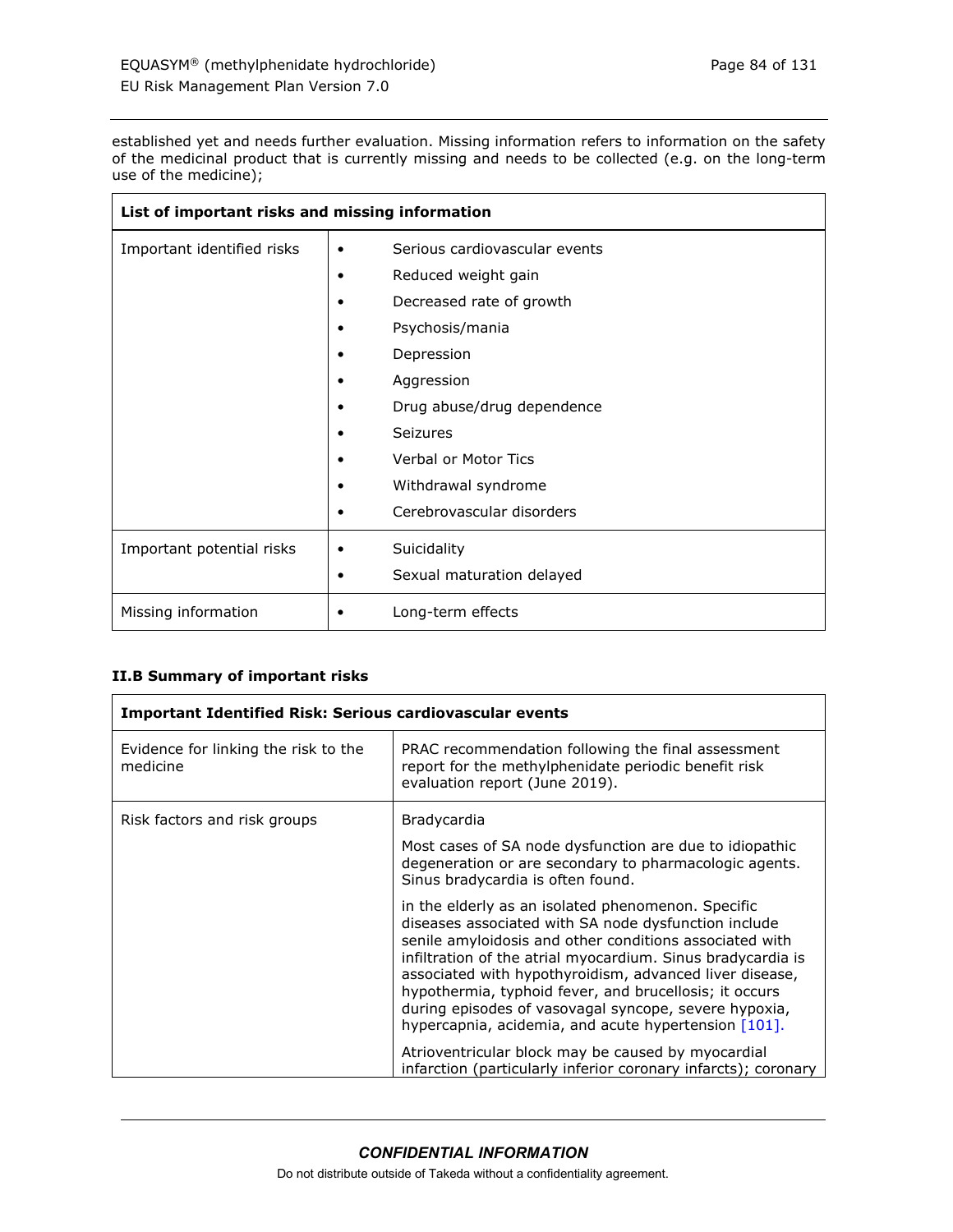established yet and needs further evaluation. Missing information refers to information on the safety of the medicinal product that is currently missing and needs to be collected (e.g. on the long-term use of the medicine);

| **List of important risks and missing information** | |
|---|---|
| Important identified risks | • Serious cardiovascular events<br>• Reduced weight gain<br>• Decreased rate of growth<br>• Psychosis/mania<br>• Depression<br>• Aggression<br>• Drug abuse/drug dependence<br>• Seizures<br>• Verbal or Motor Tics<br>• Withdrawal syndrome<br>• Cerebrovascular disorders |
| Important potential risks | • Suicidality<br>• Sexual maturation delayed |
| Missing information | • Long-term effects |

### II.B Summary of important risks

| **Important Identified Risk: Serious cardiovascular events** | |
|---|---|
| Evidence for linking the risk to the medicine | PRAC recommendation following the final assessment report for the methylphenidate periodic benefit risk evaluation report (June 2019). |
| Risk factors and risk groups | Bradycardia<br><br>Most cases of SA node dysfunction are due to idiopathic degeneration or are secondary to pharmacologic agents. Sinus bradycardia is often found.<br><br>in the elderly as an isolated phenomenon. Specific diseases associated with SA node dysfunction include senile amyloidosis and other conditions associated with infiltration of the atrial myocardium. Sinus bradycardia is associated with hypothyroidism, advanced liver disease, hypothermia, typhoid fever, and brucellosis; it occurs during episodes of vasovagal syncope, severe hypoxia, hypercapnia, acidemia, and acute hypertension [101].<br><br>Atrioventricular block may be caused by myocardial infarction (particularly inferior coronary infarcts); coronary |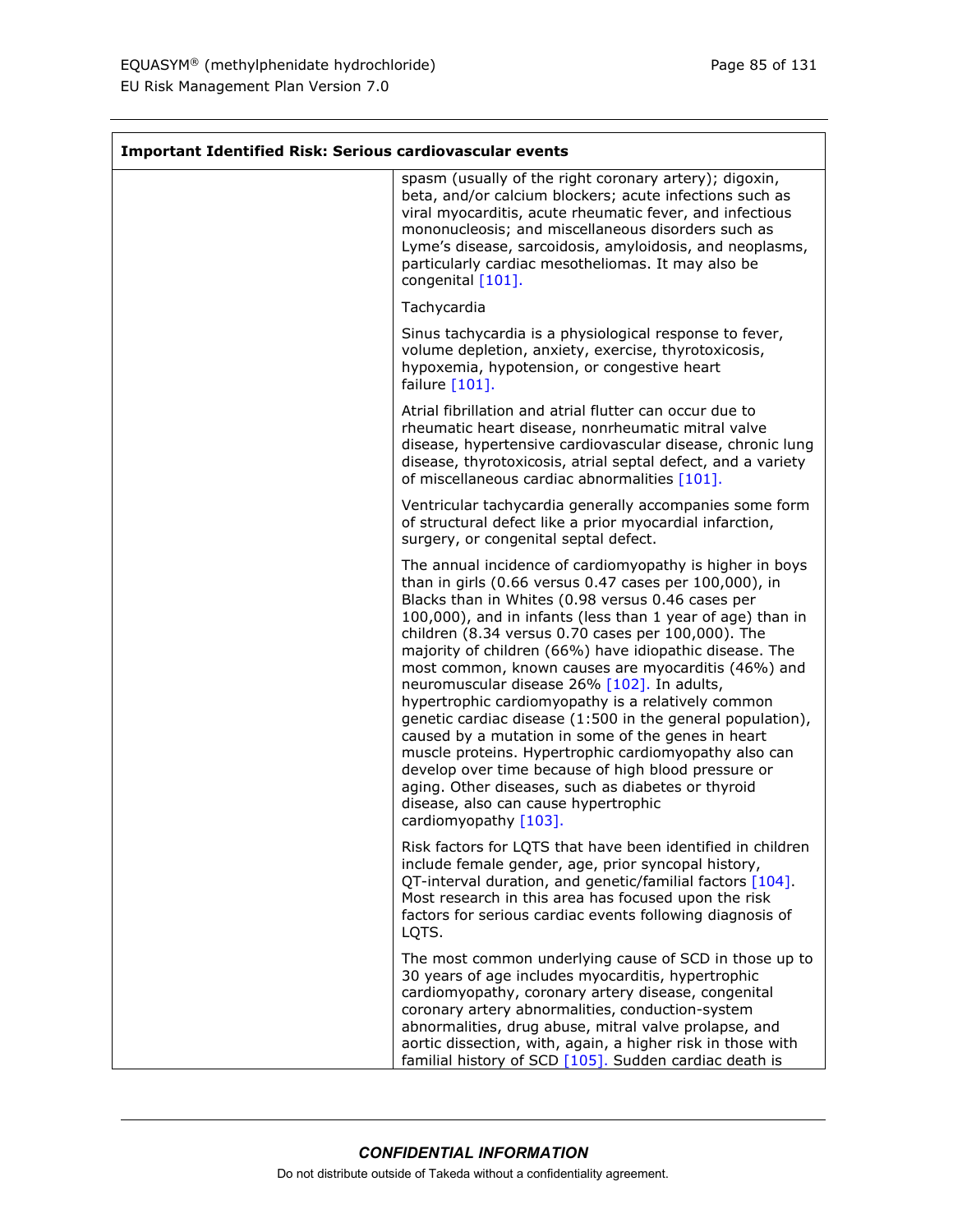| Important Identified Risk: Serious cardiovascular events | |
|---|---|
| | spasm (usually of the right coronary artery); digoxin, beta, and/or calcium blockers; acute infections such as viral myocarditis, acute rheumatic fever, and infectious mononucleosis; and miscellaneous disorders such as Lyme's disease, sarcoidosis, amyloidosis, and neoplasms, particularly cardiac mesotheliomas. It may also be congenital [101].<br><br>Tachycardia<br><br>Sinus tachycardia is a physiological response to fever, volume depletion, anxiety, exercise, thyrotoxicosis, hypoxemia, hypotension, or congestive heart failure [101].<br><br>Atrial fibrillation and atrial flutter can occur due to rheumatic heart disease, nonrheumatic mitral valve disease, hypertensive cardiovascular disease, chronic lung disease, thyrotoxicosis, atrial septal defect, and a variety of miscellaneous cardiac abnormalities [101].<br><br>Ventricular tachycardia generally accompanies some form of structural defect like a prior myocardial infarction, surgery, or congenital septal defect.<br><br>The annual incidence of cardiomyopathy is higher in boys than in girls (0.66 versus 0.47 cases per 100,000), in Blacks than in Whites (0.98 versus 0.46 cases per 100,000), and in infants (less than 1 year of age) than in children (8.34 versus 0.70 cases per 100,000). The majority of children (66%) have idiopathic disease. The most common, known causes are myocarditis (46%) and neuromuscular disease 26% [102]. In adults, hypertrophic cardiomyopathy is a relatively common genetic cardiac disease (1:500 in the general population), caused by a mutation in some of the genes in heart muscle proteins. Hypertrophic cardiomyopathy also can develop over time because of high blood pressure or aging. Other diseases, such as diabetes or thyroid disease, also can cause hypertrophic cardiomyopathy [103].<br><br>Risk factors for LQTS that have been identified in children include female gender, age, prior syncopal history, QT-interval duration, and genetic/familial factors [104]. Most research in this area has focused upon the risk factors for serious cardiac events following diagnosis of LQTS.<br><br>The most common underlying cause of SCD in those up to 30 years of age includes myocarditis, hypertrophic cardiomyopathy, coronary artery disease, congenital coronary artery abnormalities, conduction-system abnormalities, drug abuse, mitral valve prolapse, and aortic dissection, with, again, a higher risk in those with familial history of SCD [105]. Sudden cardiac death is |

**CONFIDENTIAL INFORMATION**

Do not distribute outside of Takeda without a confidentiality agreement.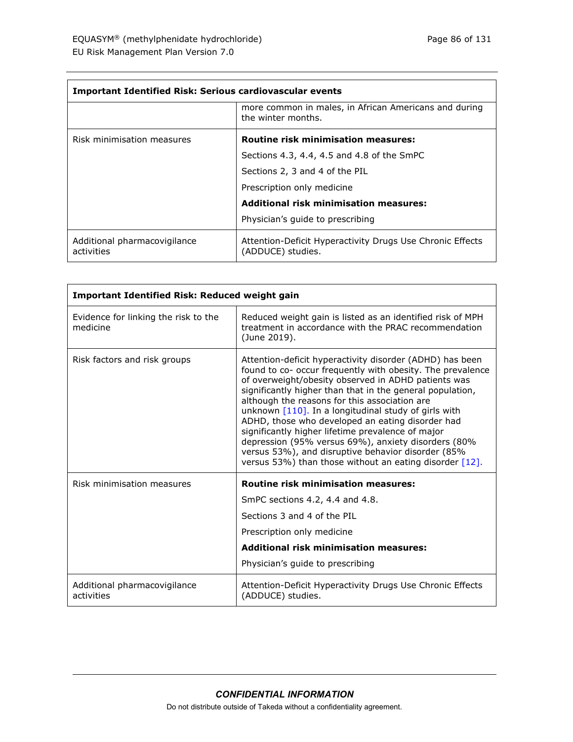| Important Identified Risk: Serious cardiovascular events | |
|---|---|
| | more common in males, in African Americans and during the winter months. |
| Risk minimisation measures | **Routine risk minimisation measures:**<br>Sections 4.3, 4.4, 4.5 and 4.8 of the SmPC<br>Sections 2, 3 and 4 of the PIL<br>Prescription only medicine<br>**Additional risk minimisation measures:**<br>Physician's guide to prescribing |
| Additional pharmacovigilance activities | Attention-Deficit Hyperactivity Drugs Use Chronic Effects (ADDUCE) studies. |

| Important Identified Risk: Reduced weight gain | |
|---|---|
| Evidence for linking the risk to the medicine | Reduced weight gain is listed as an identified risk of MPH treatment in accordance with the PRAC recommendation (June 2019). |
| Risk factors and risk groups | Attention-deficit hyperactivity disorder (ADHD) has been found to co- occur frequently with obesity. The prevalence of overweight/obesity observed in ADHD patients was significantly higher than that in the general population, although the reasons for this association are unknown [110]. In a longitudinal study of girls with ADHD, those who developed an eating disorder had significantly higher lifetime prevalence of major depression (95% versus 69%), anxiety disorders (80% versus 53%), and disruptive behavior disorder (85% versus 53%) than those without an eating disorder [12]. |
| Risk minimisation measures | **Routine risk minimisation measures:**<br>SmPC sections 4.2, 4.4 and 4.8.<br>Sections 3 and 4 of the PIL<br>Prescription only medicine<br>**Additional risk minimisation measures:**<br>Physician's guide to prescribing |
| Additional pharmacovigilance activities | Attention-Deficit Hyperactivity Drugs Use Chronic Effects (ADDUCE) studies. |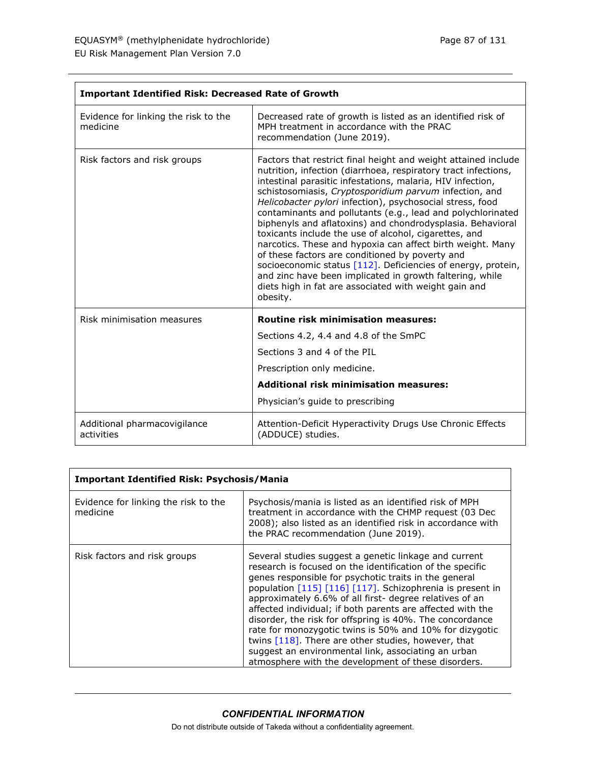| **Important Identified Risk: Decreased Rate of Growth** | |
|---|---|
| Evidence for linking the risk to the medicine | Decreased rate of growth is listed as an identified risk of MPH treatment in accordance with the PRAC recommendation (June 2019). |
| Risk factors and risk groups | Factors that restrict final height and weight attained include nutrition, infection (diarrhoea, respiratory tract infections, intestinal parasitic infestations, malaria, HIV infection, schistosomiasis, *Cryptosporidium parvum* infection, and *Helicobacter pylori* infection), psychosocial stress, food contaminants and pollutants (e.g., lead and polychlorinated biphenyls and aflatoxins) and chondrodysplasia. Behavioral toxicants include the use of alcohol, cigarettes, and narcotics. These and hypoxia can affect birth weight. Many of these factors are conditioned by poverty and socioeconomic status [112]. Deficiencies of energy, protein, and zinc have been implicated in growth faltering, while diets high in fat are associated with weight gain and obesity. |
| Risk minimisation measures | **Routine risk minimisation measures:**<br>Sections 4.2, 4.4 and 4.8 of the SmPC<br>Sections 3 and 4 of the PIL<br>Prescription only medicine.<br>**Additional risk minimisation measures:**<br>Physician's guide to prescribing |
| Additional pharmacovigilance activities | Attention-Deficit Hyperactivity Drugs Use Chronic Effects (ADDUCE) studies. |

| **Important Identified Risk: Psychosis/Mania** | |
|---|---|
| Evidence for linking the risk to the medicine | Psychosis/mania is listed as an identified risk of MPH treatment in accordance with the CHMP request (03 Dec 2008); also listed as an identified risk in accordance with the PRAC recommendation (June 2019). |
| Risk factors and risk groups | Several studies suggest a genetic linkage and current research is focused on the identification of the specific genes responsible for psychotic traits in the general population [115] [116] [117]. Schizophrenia is present in approximately 6.6% of all first- degree relatives of an affected individual; if both parents are affected with the disorder, the risk for offspring is 40%. The concordance rate for monozygotic twins is 50% and 10% for dizygotic twins [118]. There are other studies, however, that suggest an environmental link, associating an urban atmosphere with the development of these disorders. |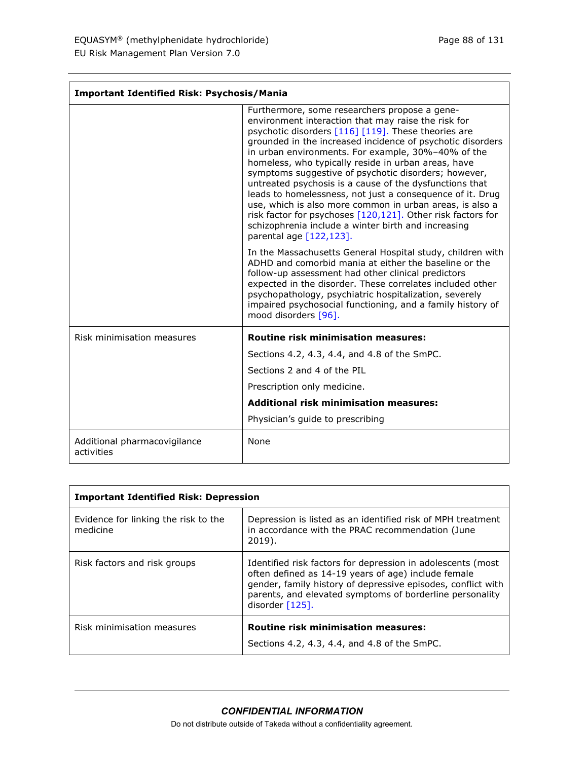| Important Identified Risk: Psychosis/Mania | |
|---|---|
| | Furthermore, some researchers propose a gene-environment interaction that may raise the risk for psychotic disorders [116] [119]. These theories are grounded in the increased incidence of psychotic disorders in urban environments. For example, 30%–40% of the homeless, who typically reside in urban areas, have symptoms suggestive of psychotic disorders; however, untreated psychosis is a cause of the dysfunctions that leads to homelessness, not just a consequence of it. Drug use, which is also more common in urban areas, is also a risk factor for psychoses [120,121]. Other risk factors for schizophrenia include a winter birth and increasing parental age [122,123].<br><br>In the Massachusetts General Hospital study, children with ADHD and comorbid mania at either the baseline or the follow-up assessment had other clinical predictors expected in the disorder. These correlates included other psychopathology, psychiatric hospitalization, severely impaired psychosocial functioning, and a family history of mood disorders [96]. |
| Risk minimisation measures | **Routine risk minimisation measures:**<br>Sections 4.2, 4.3, 4.4, and 4.8 of the SmPC.<br>Sections 2 and 4 of the PIL<br>Prescription only medicine.<br>**Additional risk minimisation measures:**<br>Physician's guide to prescribing |
| Additional pharmacovigilance activities | None |

| Important Identified Risk: Depression | |
|---|---|
| Evidence for linking the risk to the medicine | Depression is listed as an identified risk of MPH treatment in accordance with the PRAC recommendation (June 2019). |
| Risk factors and risk groups | Identified risk factors for depression in adolescents (most often defined as 14-19 years of age) include female gender, family history of depressive episodes, conflict with parents, and elevated symptoms of borderline personality disorder [125]. |
| Risk minimisation measures | **Routine risk minimisation measures:**<br>Sections 4.2, 4.3, 4.4, and 4.8 of the SmPC. |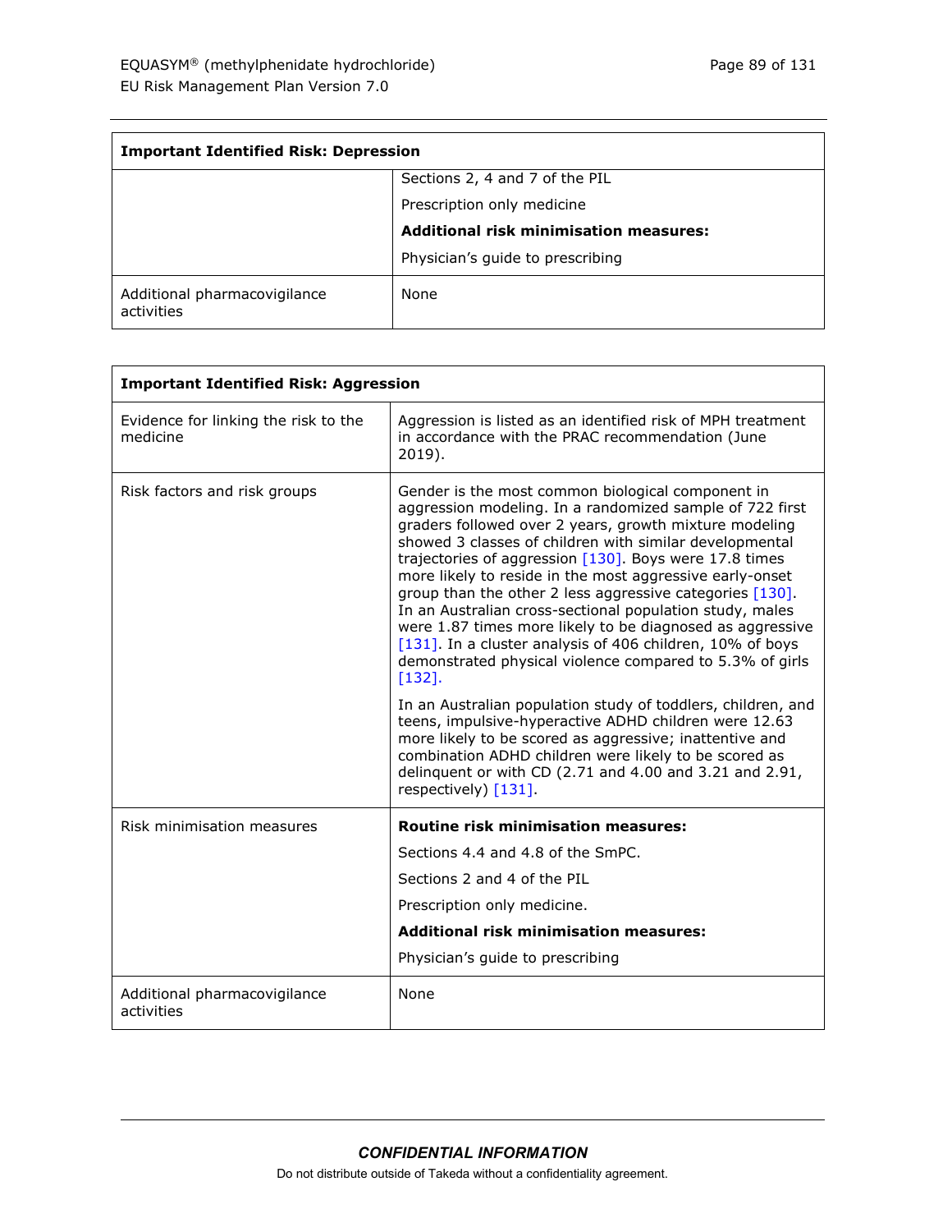| Important Identified Risk: Depression | |
|---|---|
| | Sections 2, 4 and 7 of the PIL<br><br>Prescription only medicine<br><br>**Additional risk minimisation measures:**<br><br>Physician's guide to prescribing |
| Additional pharmacovigilance activities | None |

| Important Identified Risk: Aggression | |
|---|---|
| Evidence for linking the risk to the medicine | Aggression is listed as an identified risk of MPH treatment in accordance with the PRAC recommendation (June 2019). |
| Risk factors and risk groups | Gender is the most common biological component in aggression modeling. In a randomized sample of 722 first graders followed over 2 years, growth mixture modeling showed 3 classes of children with similar developmental trajectories of aggression [130]. Boys were 17.8 times more likely to reside in the most aggressive early-onset group than the other 2 less aggressive categories [130]. In an Australian cross-sectional population study, males were 1.87 times more likely to be diagnosed as aggressive [131]. In a cluster analysis of 406 children, 10% of boys demonstrated physical violence compared to 5.3% of girls [132].<br><br>In an Australian population study of toddlers, children, and teens, impulsive-hyperactive ADHD children were 12.63 more likely to be scored as aggressive; inattentive and combination ADHD children were likely to be scored as delinquent or with CD (2.71 and 4.00 and 3.21 and 2.91, respectively) [131]. |
| Risk minimisation measures | **Routine risk minimisation measures:**<br><br>Sections 4.4 and 4.8 of the SmPC.<br><br>Sections 2 and 4 of the PIL<br><br>Prescription only medicine.<br><br>**Additional risk minimisation measures:**<br><br>Physician's guide to prescribing |
| Additional pharmacovigilance activities | None |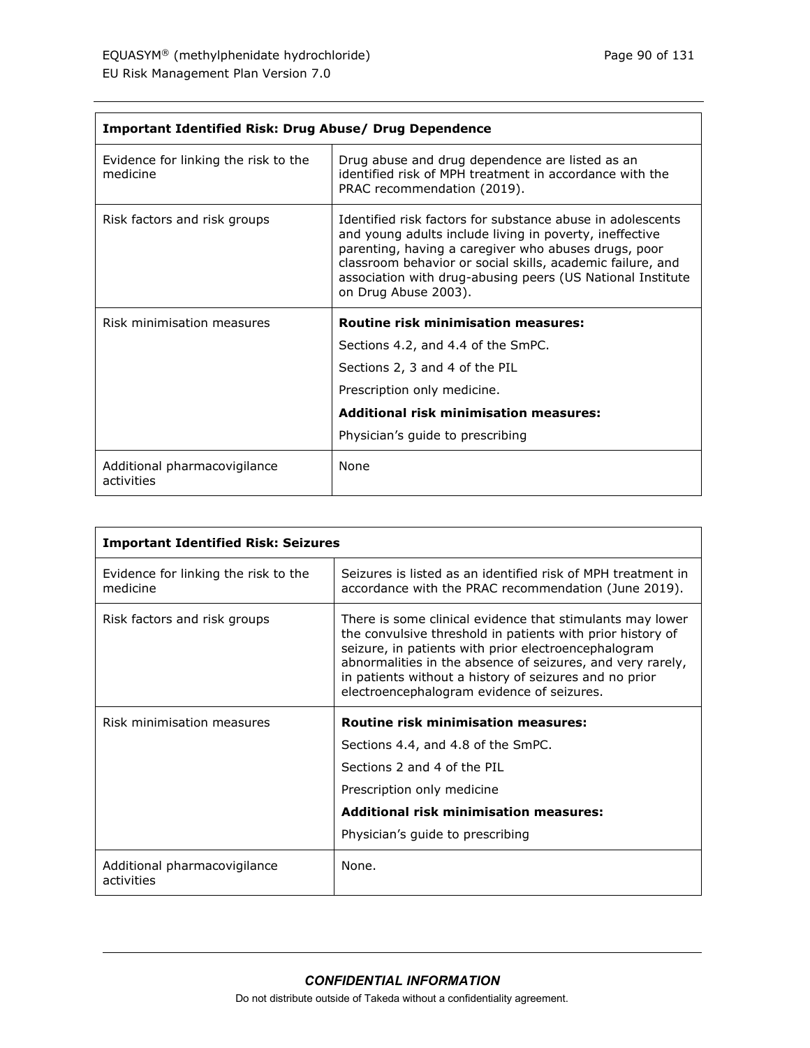| Important Identified Risk: Drug Abuse/ Drug Dependence | |
|---|---|
| Evidence for linking the risk to the medicine | Drug abuse and drug dependence are listed as an identified risk of MPH treatment in accordance with the PRAC recommendation (2019). |
| Risk factors and risk groups | Identified risk factors for substance abuse in adolescents and young adults include living in poverty, ineffective parenting, having a caregiver who abuses drugs, poor classroom behavior or social skills, academic failure, and association with drug-abusing peers (US National Institute on Drug Abuse 2003). |
| Risk minimisation measures | **Routine risk minimisation measures:**<br>Sections 4.2, and 4.4 of the SmPC.<br>Sections 2, 3 and 4 of the PIL<br>Prescription only medicine.<br>**Additional risk minimisation measures:**<br>Physician's guide to prescribing |
| Additional pharmacovigilance activities | None |

| Important Identified Risk: Seizures | |
|---|---|
| Evidence for linking the risk to the medicine | Seizures is listed as an identified risk of MPH treatment in accordance with the PRAC recommendation (June 2019). |
| Risk factors and risk groups | There is some clinical evidence that stimulants may lower the convulsive threshold in patients with prior history of seizure, in patients with prior electroencephalogram abnormalities in the absence of seizures, and very rarely, in patients without a history of seizures and no prior electroencephalogram evidence of seizures. |
| Risk minimisation measures | **Routine risk minimisation measures:**<br>Sections 4.4, and 4.8 of the SmPC.<br>Sections 2 and 4 of the PIL<br>Prescription only medicine<br>**Additional risk minimisation measures:**<br>Physician's guide to prescribing |
| Additional pharmacovigilance activities | None. |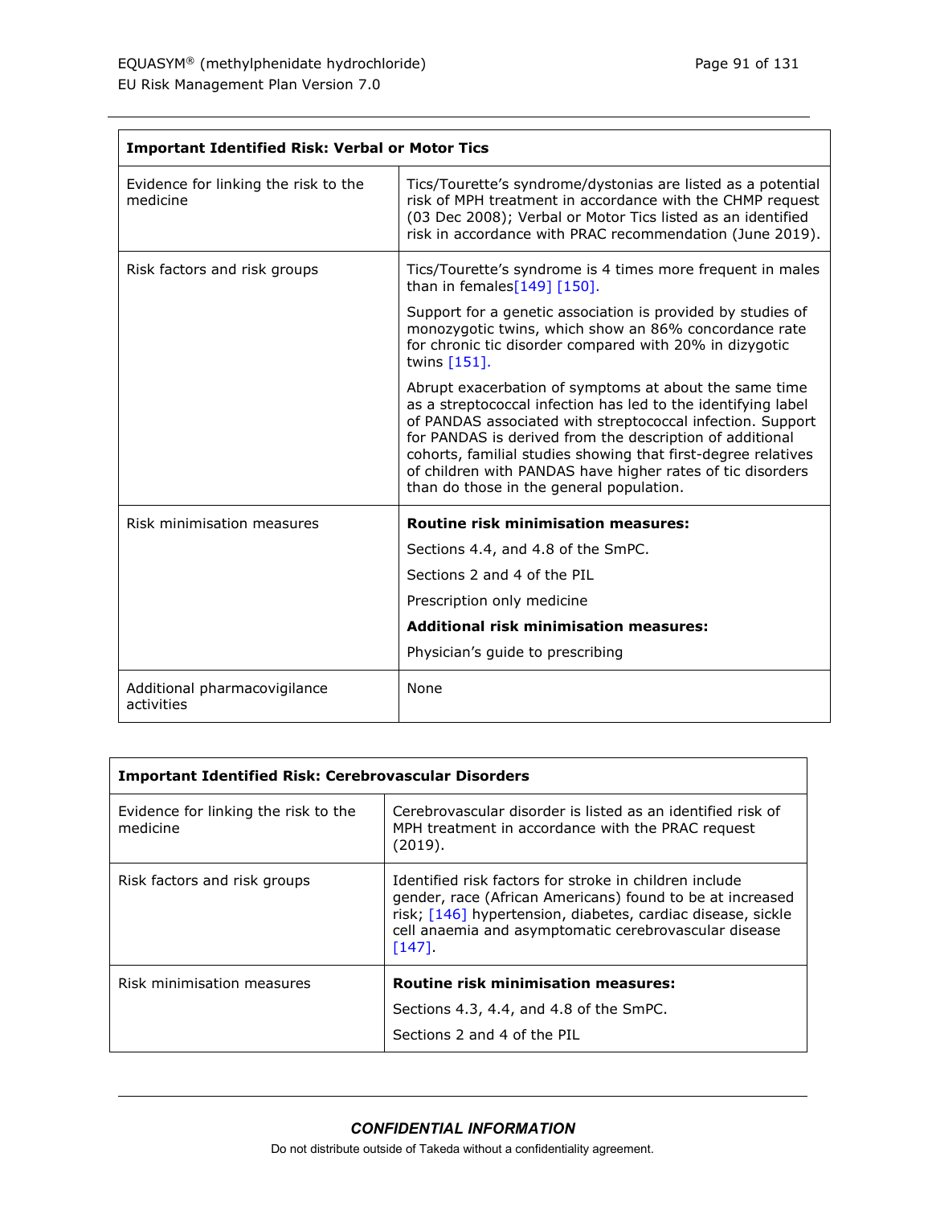| Important Identified Risk: Verbal or Motor Tics | |
|---|---|
| Evidence for linking the risk to the medicine | Tics/Tourette's syndrome/dystonias are listed as a potential risk of MPH treatment in accordance with the CHMP request (03 Dec 2008); Verbal or Motor Tics listed as an identified risk in accordance with PRAC recommendation (June 2019). |
| Risk factors and risk groups | Tics/Tourette's syndrome is 4 times more frequent in males than in females[149] [150].<br><br>Support for a genetic association is provided by studies of monozygotic twins, which show an 86% concordance rate for chronic tic disorder compared with 20% in dizygotic twins [151].<br><br>Abrupt exacerbation of symptoms at about the same time as a streptococcal infection has led to the identifying label of PANDAS associated with streptococcal infection. Support for PANDAS is derived from the description of additional cohorts, familial studies showing that first-degree relatives of children with PANDAS have higher rates of tic disorders than do those in the general population. |
| Risk minimisation measures | **Routine risk minimisation measures:**<br><br>Sections 4.4, and 4.8 of the SmPC.<br><br>Sections 2 and 4 of the PIL<br><br>Prescription only medicine<br><br>**Additional risk minimisation measures:**<br><br>Physician's guide to prescribing |
| Additional pharmacovigilance activities | None |

| Important Identified Risk: Cerebrovascular Disorders | |
|---|---|
| Evidence for linking the risk to the medicine | Cerebrovascular disorder is listed as an identified risk of MPH treatment in accordance with the PRAC request (2019). |
| Risk factors and risk groups | Identified risk factors for stroke in children include gender, race (African Americans) found to be at increased risk; [146] hypertension, diabetes, cardiac disease, sickle cell anaemia and asymptomatic cerebrovascular disease [147]. |
| Risk minimisation measures | **Routine risk minimisation measures:**<br><br>Sections 4.3, 4.4, and 4.8 of the SmPC.<br><br>Sections 2 and 4 of the PIL |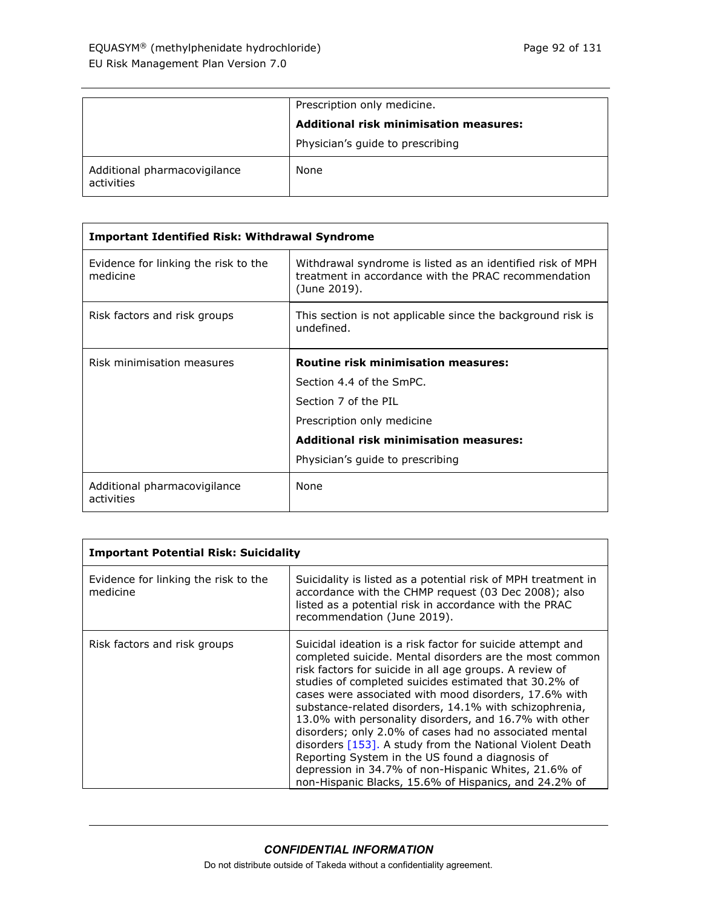| | |
|---|---|
| | Prescription only medicine.<br>**Additional risk minimisation measures:**<br>Physician's guide to prescribing |
| Additional pharmacovigilance activities | None |

| **Important Identified Risk: Withdrawal Syndrome** | |
|---|---|
| Evidence for linking the risk to the medicine | Withdrawal syndrome is listed as an identified risk of MPH treatment in accordance with the PRAC recommendation (June 2019). |
| Risk factors and risk groups | This section is not applicable since the background risk is undefined. |
| Risk minimisation measures | **Routine risk minimisation measures:**<br>Section 4.4 of the SmPC.<br>Section 7 of the PIL<br>Prescription only medicine<br>**Additional risk minimisation measures:**<br>Physician's guide to prescribing |
| Additional pharmacovigilance activities | None |

| **Important Potential Risk: Suicidality** | |
|---|---|
| Evidence for linking the risk to the medicine | Suicidality is listed as a potential risk of MPH treatment in accordance with the CHMP request (03 Dec 2008); also listed as a potential risk in accordance with the PRAC recommendation (June 2019). |
| Risk factors and risk groups | Suicidal ideation is a risk factor for suicide attempt and completed suicide. Mental disorders are the most common risk factors for suicide in all age groups. A review of studies of completed suicides estimated that 30.2% of cases were associated with mood disorders, 17.6% with substance-related disorders, 14.1% with schizophrenia, 13.0% with personality disorders, and 16.7% with other disorders; only 2.0% of cases had no associated mental disorders [153]. A study from the National Violent Death Reporting System in the US found a diagnosis of depression in 34.7% of non-Hispanic Whites, 21.6% of non-Hispanic Blacks, 15.6% of Hispanics, and 24.2% of |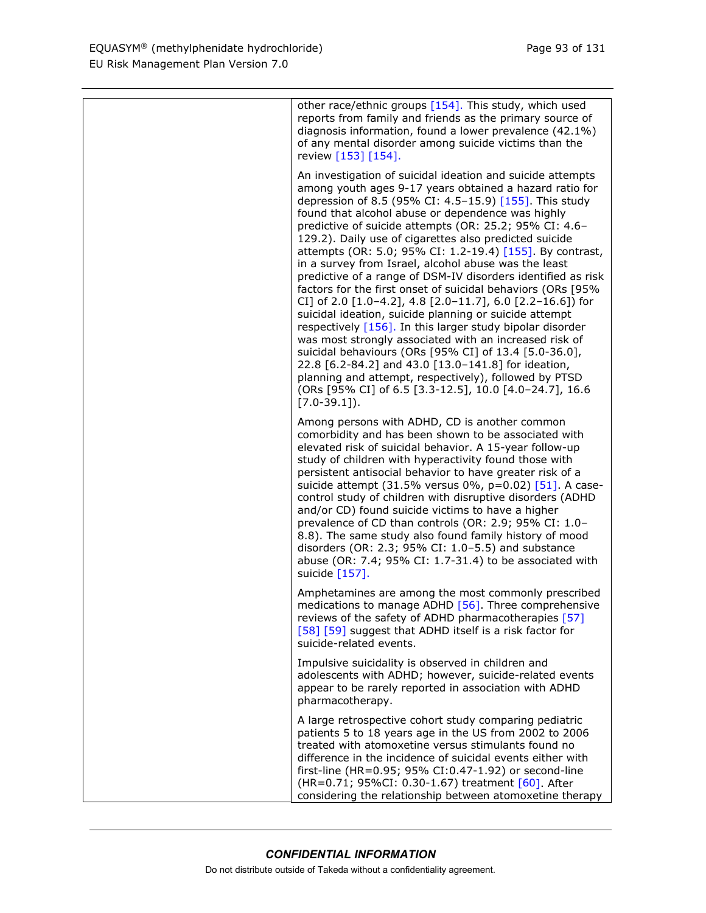| | |
|---|---|
| | other race/ethnic groups [154]. This study, which used reports from family and friends as the primary source of diagnosis information, found a lower prevalence (42.1%) of any mental disorder among suicide victims than the review [153] [154].<br><br>An investigation of suicidal ideation and suicide attempts among youth ages 9-17 years obtained a hazard ratio for depression of 8.5 (95% CI: 4.5–15.9) [155]. This study found that alcohol abuse or dependence was highly predictive of suicide attempts (OR: 25.2; 95% CI: 4.6–129.2). Daily use of cigarettes also predicted suicide attempts (OR: 5.0; 95% CI: 1.2-19.4) [155]. By contrast, in a survey from Israel, alcohol abuse was the least predictive of a range of DSM-IV disorders identified as risk factors for the first onset of suicidal behaviors (ORs [95% CI] of 2.0 [1.0–4.2], 4.8 [2.0–11.7], 6.0 [2.2–16.6]) for suicidal ideation, suicide planning or suicide attempt respectively [156]. In this larger study bipolar disorder was most strongly associated with an increased risk of suicidal behaviours (ORs [95% CI] of 13.4 [5.0-36.0], 22.8 [6.2-84.2] and 43.0 [13.0–141.8] for ideation, planning and attempt, respectively), followed by PTSD (ORs [95% CI] of 6.5 [3.3-12.5], 10.0 [4.0–24.7], 16.6 [7.0-39.1]).<br><br>Among persons with ADHD, CD is another common comorbidity and has been shown to be associated with elevated risk of suicidal behavior. A 15-year follow-up study of children with hyperactivity found those with persistent antisocial behavior to have greater risk of a suicide attempt (31.5% versus 0%, p=0.02) [51]. A case-control study of children with disruptive disorders (ADHD and/or CD) found suicide victims to have a higher prevalence of CD than controls (OR: 2.9; 95% CI: 1.0–8.8). The same study also found family history of mood disorders (OR: 2.3; 95% CI: 1.0–5.5) and substance abuse (OR: 7.4; 95% CI: 1.7-31.4) to be associated with suicide [157].<br><br>Amphetamines are among the most commonly prescribed medications to manage ADHD [56]. Three comprehensive reviews of the safety of ADHD pharmacotherapies [57] [58] [59] suggest that ADHD itself is a risk factor for suicide-related events.<br><br>Impulsive suicidality is observed in children and adolescents with ADHD; however, suicide-related events appear to be rarely reported in association with ADHD pharmacotherapy.<br><br>A large retrospective cohort study comparing pediatric patients 5 to 18 years age in the US from 2002 to 2006 treated with atomoxetine versus stimulants found no difference in the incidence of suicidal events either with first-line (HR=0.95; 95% CI:0.47-1.92) or second-line (HR=0.71; 95%CI: 0.30-1.67) treatment [60]. After considering the relationship between atomoxetine therapy |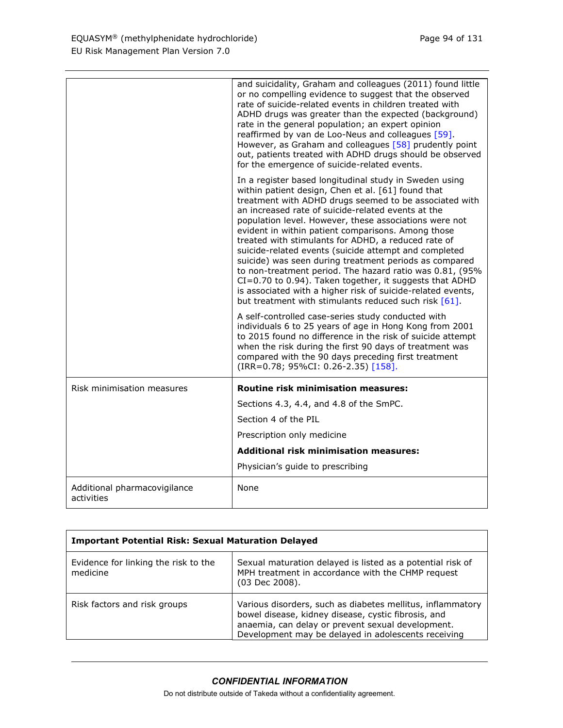| | |
|---|---|
| | and suicidality, Graham and colleagues (2011) found little or no compelling evidence to suggest that the observed rate of suicide-related events in children treated with ADHD drugs was greater than the expected (background) rate in the general population; an expert opinion reaffirmed by van de Loo-Neus and colleagues [59]. However, as Graham and colleagues [58] prudently point out, patients treated with ADHD drugs should be observed for the emergence of suicide-related events.<br><br>In a register based longitudinal study in Sweden using within patient design, Chen et al. [61] found that treatment with ADHD drugs seemed to be associated with an increased rate of suicide-related events at the population level. However, these associations were not evident in within patient comparisons. Among those treated with stimulants for ADHD, a reduced rate of suicide-related events (suicide attempt and completed suicide) was seen during treatment periods as compared to non-treatment period. The hazard ratio was 0.81, (95% CI=0.70 to 0.94). Taken together, it suggests that ADHD is associated with a higher risk of suicide-related events, but treatment with stimulants reduced such risk [61].<br><br>A self-controlled case-series study conducted with individuals 6 to 25 years of age in Hong Kong from 2001 to 2015 found no difference in the risk of suicide attempt when the risk during the first 90 days of treatment was compared with the 90 days preceding first treatment (IRR=0.78; 95%CI: 0.26-2.35) [158]. |
| Risk minimisation measures | **Routine risk minimisation measures:**<br><br>Sections 4.3, 4.4, and 4.8 of the SmPC.<br><br>Section 4 of the PIL<br><br>Prescription only medicine<br><br>**Additional risk minimisation measures:**<br><br>Physician's guide to prescribing |
| Additional pharmacovigilance activities | None |

| **Important Potential Risk: Sexual Maturation Delayed** | |
|---|---|
| Evidence for linking the risk to the medicine | Sexual maturation delayed is listed as a potential risk of MPH treatment in accordance with the CHMP request (03 Dec 2008). |
| Risk factors and risk groups | Various disorders, such as diabetes mellitus, inflammatory bowel disease, kidney disease, cystic fibrosis, and anaemia, can delay or prevent sexual development. Development may be delayed in adolescents receiving |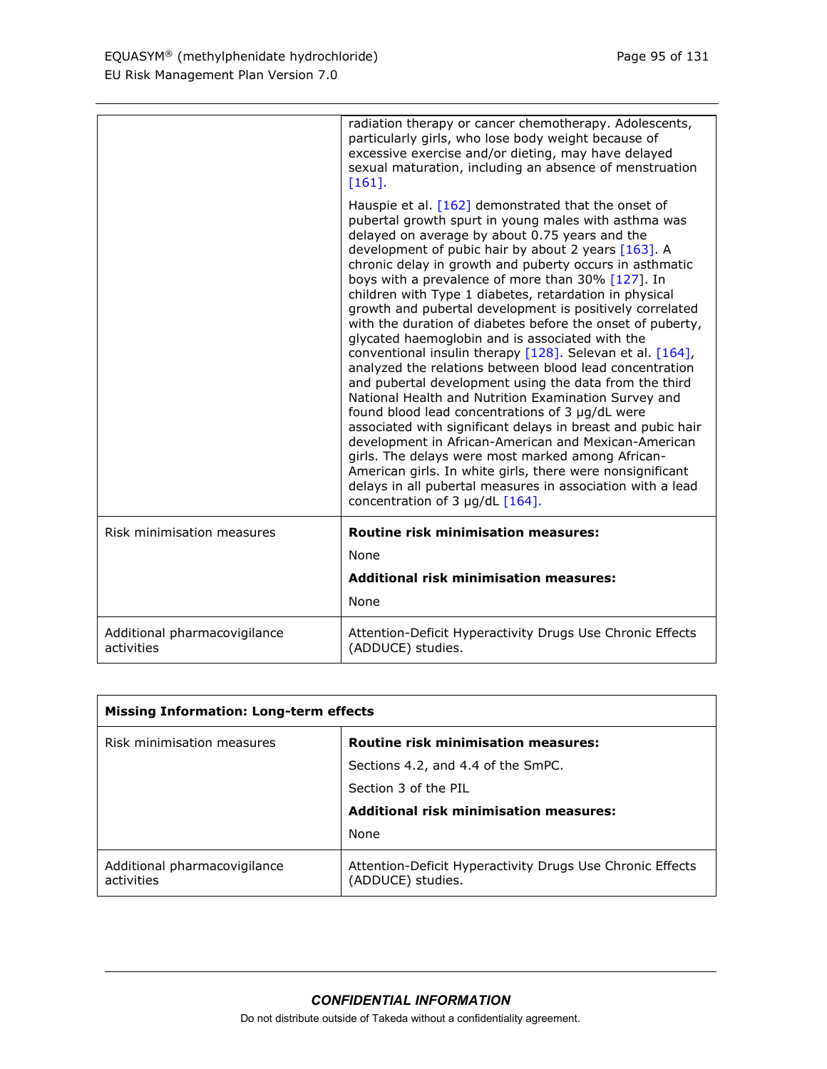| | |
|---|---|
| | radiation therapy or cancer chemotherapy. Adolescents, particularly girls, who lose body weight because of excessive exercise and/or dieting, may have delayed sexual maturation, including an absence of menstruation [161].<br><br>Hauspie et al. [162] demonstrated that the onset of pubertal growth spurt in young males with asthma was delayed on average by about 0.75 years and the development of pubic hair by about 2 years [163]. A chronic delay in growth and puberty occurs in asthmatic boys with a prevalence of more than 30% [127]. In children with Type 1 diabetes, retardation in physical growth and pubertal development is positively correlated with the duration of diabetes before the onset of puberty, glycated haemoglobin and is associated with the conventional insulin therapy [128]. Selevan et al. [164], analyzed the relations between blood lead concentration and pubertal development using the data from the third National Health and Nutrition Examination Survey and found blood lead concentrations of 3 µg/dL were associated with significant delays in breast and pubic hair development in African-American and Mexican-American girls. The delays were most marked among African-American girls. In white girls, there were nonsignificant delays in all pubertal measures in association with a lead concentration of 3 µg/dL [164]. |
| Risk minimisation measures | **Routine risk minimisation measures:**<br><br>None<br><br>**Additional risk minimisation measures:**<br><br>None |
| Additional pharmacovigilance activities | Attention-Deficit Hyperactivity Drugs Use Chronic Effects (ADDUCE) studies. |

| **Missing Information: Long-term effects** | |
|---|---|
| Risk minimisation measures | **Routine risk minimisation measures:**<br><br>Sections 4.2, and 4.4 of the SmPC.<br><br>Section 3 of the PIL<br><br>**Additional risk minimisation measures:**<br><br>None |
| Additional pharmacovigilance activities | Attention-Deficit Hyperactivity Drugs Use Chronic Effects (ADDUCE) studies. |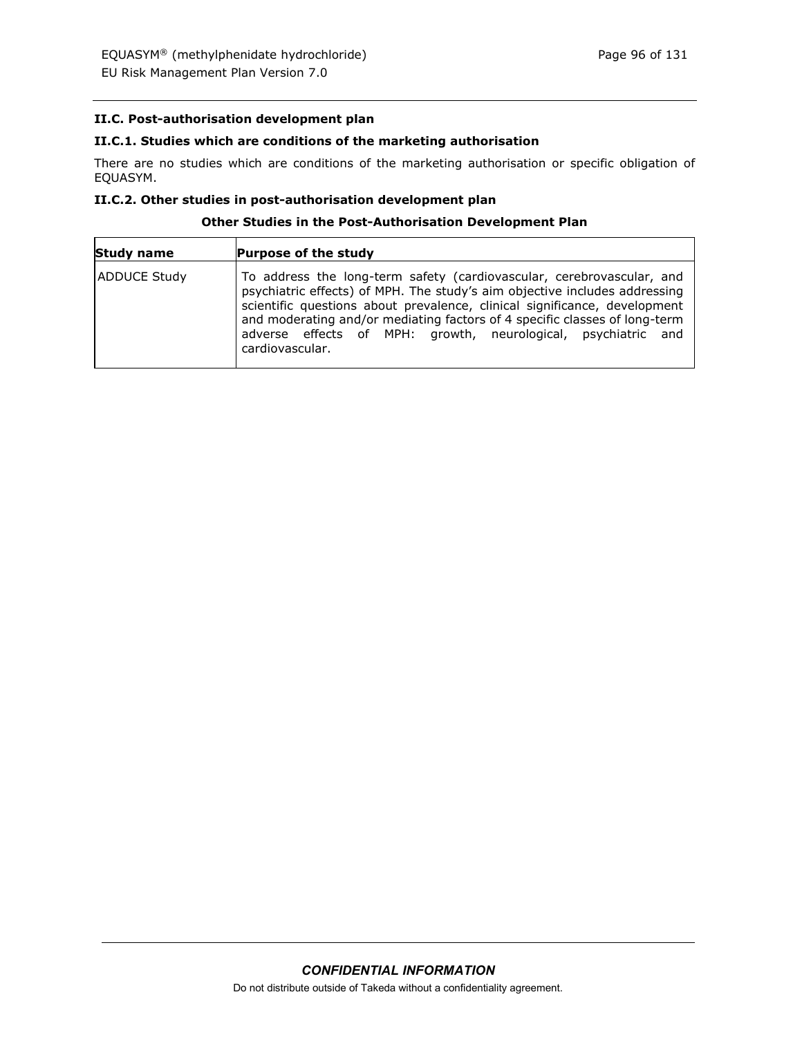### II.C. Post-authorisation development plan

### II.C.1. Studies which are conditions of the marketing authorisation

There are no studies which are conditions of the marketing authorisation or specific obligation of EQUASYM.

### II.C.2. Other studies in post-authorisation development plan

**Other Studies in the Post-Authorisation Development Plan**

| Study name | Purpose of the study |
|---|---|
| ADDUCE Study | To address the long-term safety (cardiovascular, cerebrovascular, and psychiatric effects) of MPH. The study's aim objective includes addressing scientific questions about prevalence, clinical significance, development and moderating and/or mediating factors of 4 specific classes of long-term adverse effects of MPH: growth, neurological, psychiatric and cardiovascular. |

***CONFIDENTIAL INFORMATION***

Do not distribute outside of Takeda without a confidentiality agreement.